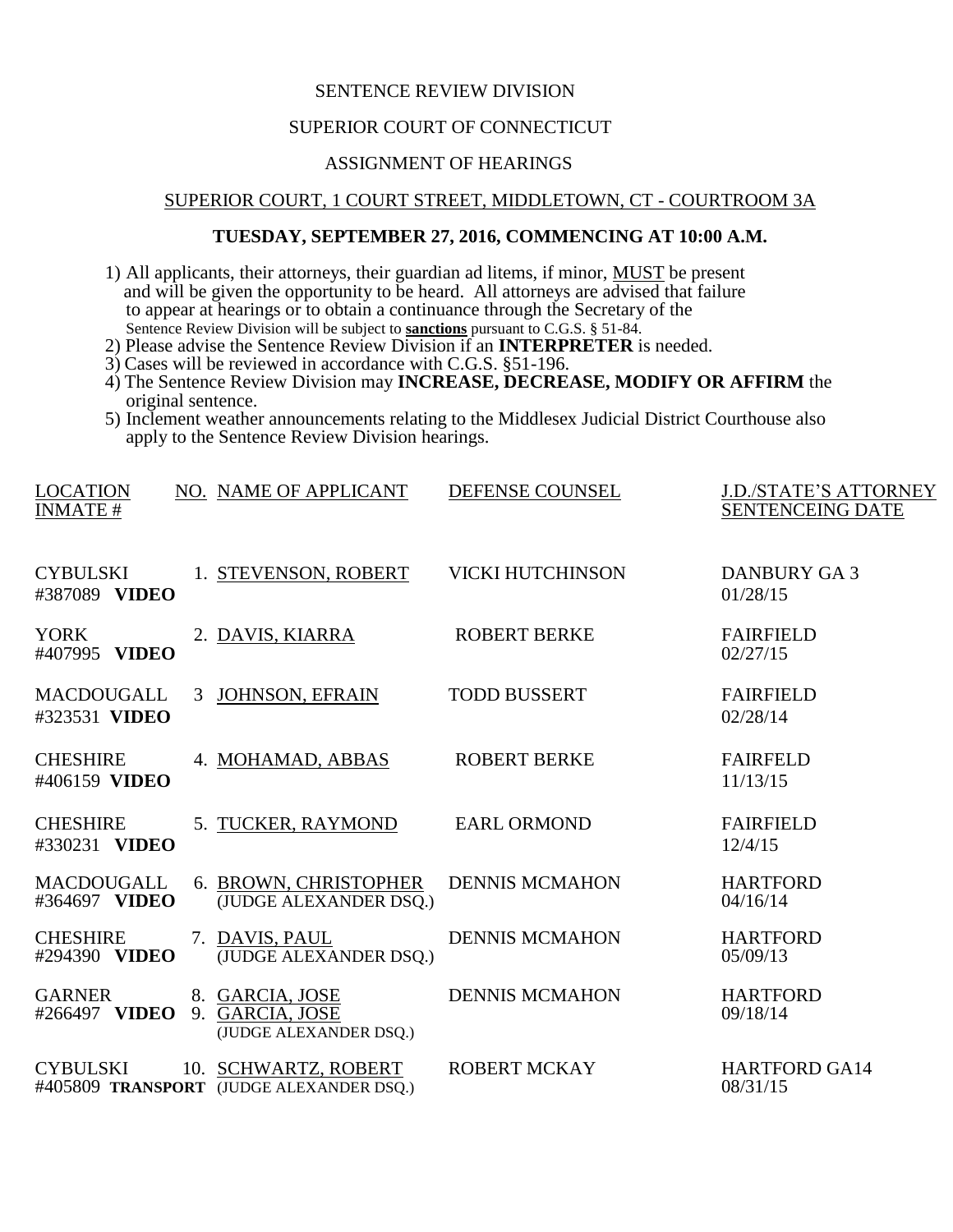SENTENCE REVIEW DIVISION

SUPERIOR COURT OF CONNECTICUT

ASSIGNMENT OF HEARINGS

SUPERIOR COURT, 1 COURT STREET, MIDDLETOWN, CT - COURTROOM 3A

**TUESDAY, SEPTEMBER 27, 2016, COMMENCING AT 10:00 A.M.**

1) All applicants, their attorneys, their guardian ad litems, if minor, MUST be present and will be given the opportunity to be heard. All attorneys are advised that failure to appear at hearings or to obtain a continuance through the Secretary of the Sentence Review Division will be subject to **sanctions** pursuant to C.G.S. § 51-84.
2) Please advise the Sentence Review Division if an **INTERPRETER** is needed.
3) Cases will be reviewed in accordance with C.G.S. §51-196.
4) The Sentence Review Division may **INCREASE, DECREASE, MODIFY OR AFFIRM** the original sentence.
5) Inclement weather announcements relating to the Middlesex Judicial District Courthouse also apply to the Sentence Review Division hearings.

| LOCATION<br>INMATE # | NO. | NAME OF APPLICANT | DEFENSE COUNSEL | J.D./STATE'S ATTORNEY<br>SENTENCEING DATE |
|---|---|---|---|---|
| CYBULSKI<br>#387089 **VIDEO** | 1. | STEVENSON, ROBERT | VICKI HUTCHINSON | DANBURY GA 3<br>01/28/15 |
| YORK<br>#407995 **VIDEO** | 2. | DAVIS, KIARRA | ROBERT BERKE | FAIRFIELD<br>02/27/15 |
| MACDOUGALL<br>#323531 **VIDEO** | 3 | JOHNSON, EFRAIN | TODD BUSSERT | FAIRFIELD<br>02/28/14 |
| CHESHIRE<br>#406159 **VIDEO** | 4. | MOHAMAD, ABBAS | ROBERT BERKE | FAIRFELD<br>11/13/15 |
| CHESHIRE<br>#330231 **VIDEO** | 5. | TUCKER, RAYMOND | EARL ORMOND | FAIRFIELD<br>12/4/15 |
| MACDOUGALL<br>#364697 **VIDEO** | 6. | BROWN, CHRISTOPHER<br>(JUDGE ALEXANDER DSQ.) | DENNIS MCMAHON | HARTFORD<br>04/16/14 |
| CHESHIRE<br>#294390 **VIDEO** | 7. | DAVIS, PAUL<br>(JUDGE ALEXANDER DSQ.) | DENNIS MCMAHON | HARTFORD<br>05/09/13 |
| GARNER<br>#266497 **VIDEO** | 8.<br>9. | GARCIA, JOSE<br>GARCIA, JOSE<br>(JUDGE ALEXANDER DSQ.) | DENNIS MCMAHON | HARTFORD<br>09/18/14 |
| CYBULSKI<br>#405809 **TRANSPORT** | 10. | SCHWARTZ, ROBERT<br>(JUDGE ALEXANDER DSQ.) | ROBERT MCKAY | HARTFORD GA14<br>08/31/15 |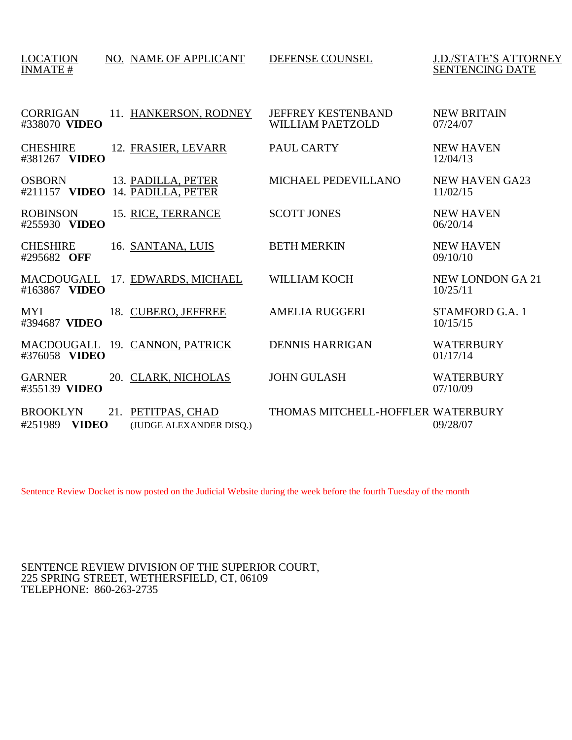| LOCATION<br>INMATE # | NO. | NAME OF APPLICANT | DEFENSE COUNSEL | J.D./STATE'S ATTORNEY<br>SENTENCING DATE |
|---|---|---|---|---|
| CORRIGAN<br>#338070 **VIDEO** | 11. | HANKERSON, RODNEY | JEFFREY KESTENBAND<br>WILLIAM PAETZOLD | NEW BRITAIN<br>07/24/07 |
| CHESHIRE<br>#381267 **VIDEO** | 12. | FRASIER, LEVARR | PAUL CARTY | NEW HAVEN<br>12/04/13 |
| OSBORN<br>#211157 **VIDEO** | 13.<br>14. | PADILLA, PETER<br>PADILLA, PETER | MICHAEL PEDEVILLANO | NEW HAVEN GA23<br>11/02/15 |
| ROBINSON<br>#255930 **VIDEO** | 15. | RICE, TERRANCE | SCOTT JONES | NEW HAVEN<br>06/20/14 |
| CHESHIRE<br>#295682 **OFF** | 16. | SANTANA, LUIS | BETH MERKIN | NEW HAVEN<br>09/10/10 |
| MACDOUGALL<br>#163867 **VIDEO** | 17. | EDWARDS, MICHAEL | WILLIAM KOCH | NEW LONDON GA 21<br>10/25/11 |
| MYI<br>#394687 **VIDEO** | 18. | CUBERO, JEFFREE | AMELIA RUGGERI | STAMFORD G.A. 1<br>10/15/15 |
| MACDOUGALL<br>#376058 **VIDEO** | 19. | CANNON, PATRICK | DENNIS HARRIGAN | WATERBURY<br>01/17/14 |
| GARNER<br>#355139 **VIDEO** | 20. | CLARK, NICHOLAS | JOHN GULASH | WATERBURY<br>07/10/09 |
| BROOKLYN<br>#251989 **VIDEO** | 21. | PETITPAS, CHAD<br>(JUDGE ALEXANDER DISQ.) | THOMAS MITCHELL-HOFFLER | WATERBURY<br>09/28/07 |

Sentence Review Docket is now posted on the Judicial Website during the week before the fourth Tuesday of the month

SENTENCE REVIEW DIVISION OF THE SUPERIOR COURT,
225 SPRING STREET, WETHERSFIELD, CT, 06109
TELEPHONE: 860-263-2735